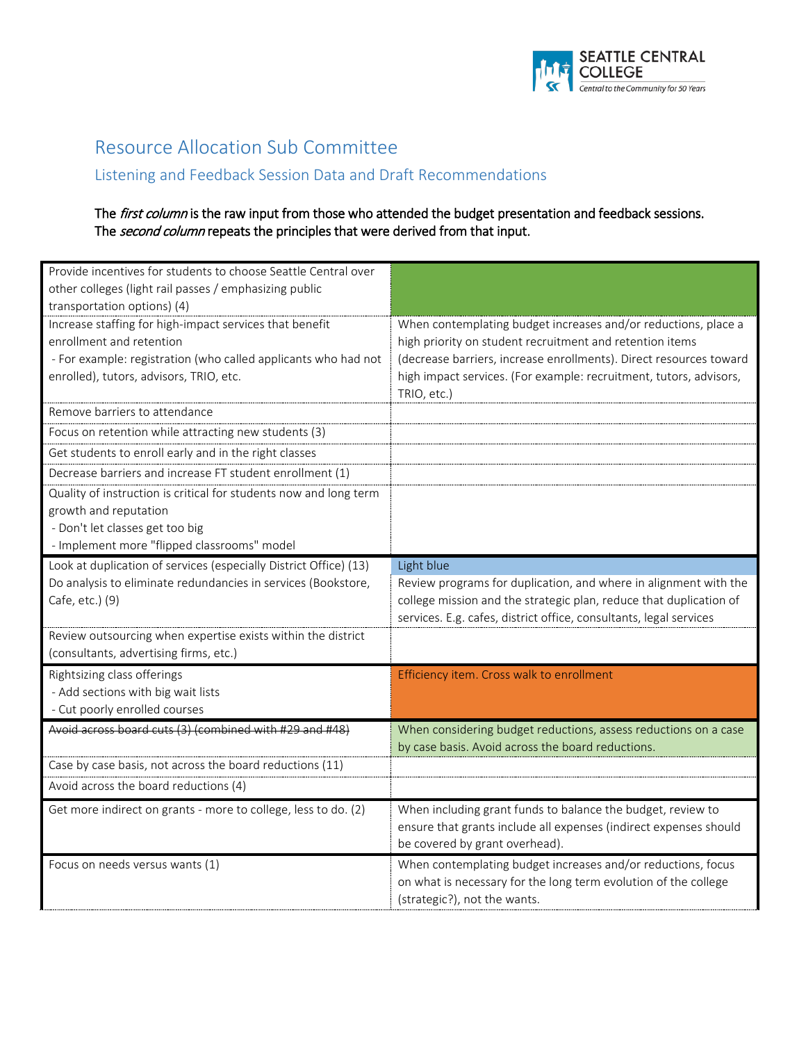# Resource Allocation Sub Committee

## Listening and Feedback Session Data and Draft Recommendations

**The *first column* is the raw input from those who attended the budget presentation and feedback sessions. The *second column* repeats the principles that were derived from that input.**

| Raw input | Derived principle |
|---|---|
| Provide incentives for students to choose Seattle Central over other colleges (light rail passes / emphasizing public transportation options) (4) | |
| Increase staffing for high-impact services that benefit enrollment and retention<br>- For example: registration (who called applicants who had not enrolled), tutors, advisors, TRIO, etc. | When contemplating budget increases and/or reductions, place a high priority on student recruitment and retention items (decrease barriers, increase enrollments). Direct resources toward high impact services. (For example: recruitment, tutors, advisors, TRIO, etc.) |
| Remove barriers to attendance | |
| Focus on retention while attracting new students (3) | |
| Get students to enroll early and in the right classes | |
| Decrease barriers and increase FT student enrollment (1) | |
| Quality of instruction is critical for students now and long term growth and reputation<br>- Don't let classes get too big<br>- Implement more "flipped classrooms" model | |
| Look at duplication of services (especially District Office) (13)<br>Do analysis to eliminate redundancies in services (Bookstore, Cafe, etc.) (9) | Light blue<br>Review programs for duplication, and where in alignment with the college mission and the strategic plan, reduce that duplication of services. E.g. cafes, district office, consultants, legal services |
| Review outsourcing when expertise exists within the district (consultants, advertising firms, etc.) | |
| Rightsizing class offerings<br>- Add sections with big wait lists<br>- Cut poorly enrolled courses | Efficiency item. Cross walk to enrollment |
| ~~Avoid across board cuts (3) (combined with #29 and #48)~~ | When considering budget reductions, assess reductions on a case by case basis. Avoid across the board reductions. |
| Case by case basis, not across the board reductions (11) | |
| Avoid across the board reductions (4) | |
| Get more indirect on grants - more to college, less to do. (2) | When including grant funds to balance the budget, review to ensure that grants include all expenses (indirect expenses should be covered by grant overhead). |
| Focus on needs versus wants (1) | When contemplating budget increases and/or reductions, focus on what is necessary for the long term evolution of the college (strategic?), not the wants. |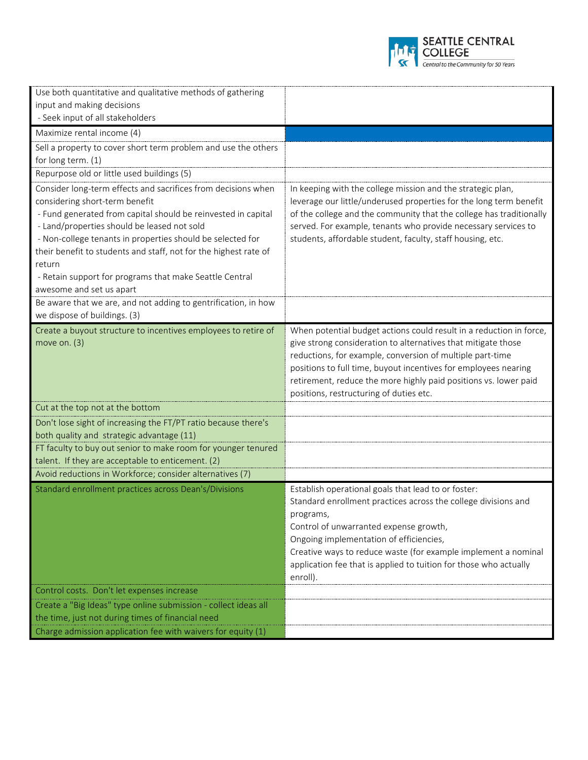| | |
|---|---|
| Use both quantitative and qualitative methods of gathering input and making decisions<br>- Seek input of all stakeholders | |
| Maximize rental income (4) | |
| Sell a property to cover short term problem and use the others for long term. (1) | |
| Repurpose old or little used buildings (5) | |
| Consider long-term effects and sacrifices from decisions when considering short-term benefit<br>- Fund generated from capital should be reinvested in capital<br>- Land/properties should be leased not sold<br>- Non-college tenants in properties should be selected for their benefit to students and staff, not for the highest rate of return<br>- Retain support for programs that make Seattle Central awesome and set us apart | In keeping with the college mission and the strategic plan, leverage our little/underused properties for the long term benefit of the college and the community that the college has traditionally served. For example, tenants who provide necessary services to students, affordable student, faculty, staff housing, etc. |
| Be aware that we are, and not adding to gentrification, in how we dispose of buildings. (3) | |
| Create a buyout structure to incentives employees to retire of move on. (3) | When potential budget actions could result in a reduction in force, give strong consideration to alternatives that mitigate those reductions, for example, conversion of multiple part-time positions to full time, buyout incentives for employees nearing retirement, reduce the more highly paid positions vs. lower paid positions, restructuring of duties etc. |
| Cut at the top not at the bottom | |
| Don't lose sight of increasing the FT/PT ratio because there's both quality and strategic advantage (11) | |
| FT faculty to buy out senior to make room for younger tenured talent. If they are acceptable to enticement. (2) | |
| Avoid reductions in Workforce; consider alternatives (7) | |
| Standard enrollment practices across Dean's/Divisions | Establish operational goals that lead to or foster:<br>Standard enrollment practices across the college divisions and programs,<br>Control of unwarranted expense growth,<br>Ongoing implementation of efficiencies,<br>Creative ways to reduce waste (for example implement a nominal application fee that is applied to tuition for those who actually enroll). |
| Control costs. Don't let expenses increase | |
| Create a "Big Ideas" type online submission - collect ideas all the time, just not during times of financial need | |
| Charge admission application fee with waivers for equity (1) | |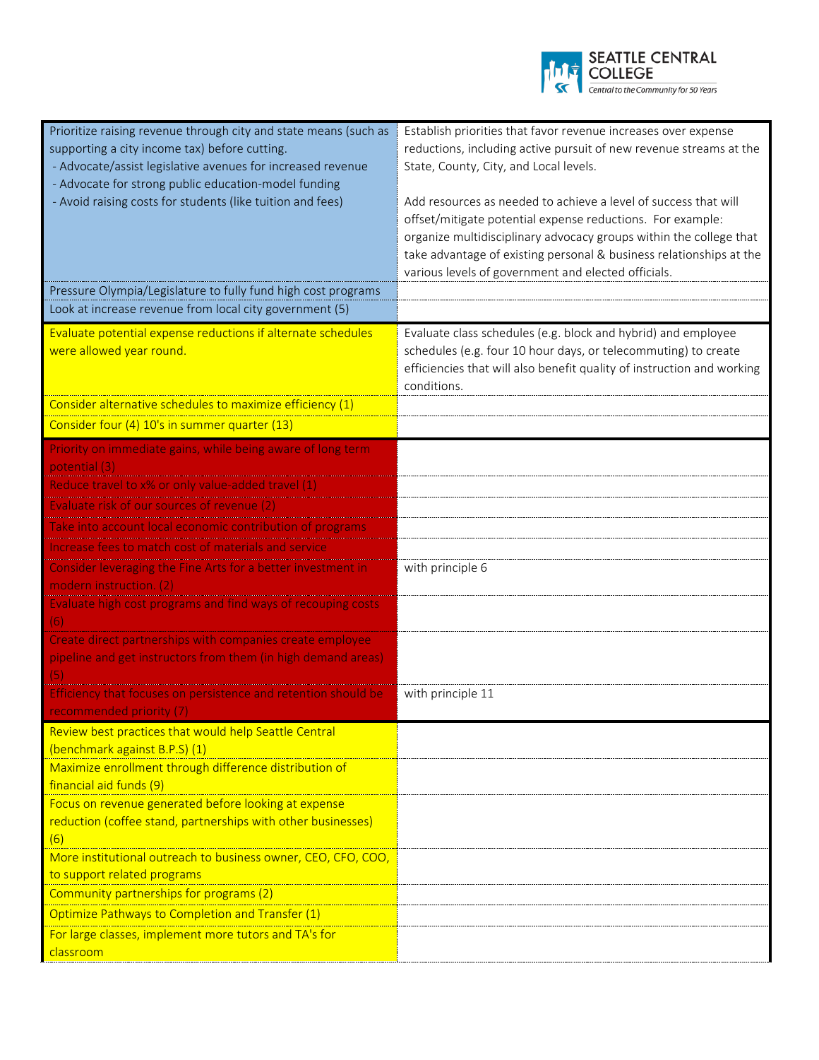| | |
|---|---|
| Prioritize raising revenue through city and state means (such as supporting a city income tax) before cutting.<br>- Advocate/assist legislative avenues for increased revenue<br>- Advocate for strong public education-model funding<br>- Avoid raising costs for students (like tuition and fees) | Establish priorities that favor revenue increases over expense reductions, including active pursuit of new revenue streams at the State, County, City, and Local levels.<br><br>Add resources as needed to achieve a level of success that will offset/mitigate potential expense reductions. For example: organize multidisciplinary advocacy groups within the college that take advantage of existing personal & business relationships at the various levels of government and elected officials. |
| Pressure Olympia/Legislature to fully fund high cost programs | |
| Look at increase revenue from local city government (5) | |
| Evaluate potential expense reductions if alternate schedules were allowed year round. | Evaluate class schedules (e.g. block and hybrid) and employee schedules (e.g. four 10 hour days, or telecommuting) to create efficiencies that will also benefit quality of instruction and working conditions. |
| Consider alternative schedules to maximize efficiency (1) | |
| Consider four (4) 10's in summer quarter (13) | |
| Priority on immediate gains, while being aware of long term potential (3) | |
| Reduce travel to x% or only value-added travel (1) | |
| Evaluate risk of our sources of revenue (2) | |
| Take into account local economic contribution of programs | |
| Increase fees to match cost of materials and service | |
| Consider leveraging the Fine Arts for a better investment in modern instruction. (2) | with principle 6 |
| Evaluate high cost programs and find ways of recouping costs (6) | |
| Create direct partnerships with companies create employee pipeline and get instructors from them (in high demand areas) (5) | |
| Efficiency that focuses on persistence and retention should be recommended priority (7) | with principle 11 |
| Review best practices that would help Seattle Central (benchmark against B.P.S) (1) | |
| Maximize enrollment through difference distribution of financial aid funds (9) | |
| Focus on revenue generated before looking at expense reduction (coffee stand, partnerships with other businesses) (6) | |
| More institutional outreach to business owner, CEO, CFO, COO, to support related programs | |
| Community partnerships for programs (2) | |
| Optimize Pathways to Completion and Transfer (1) | |
| For large classes, implement more tutors and TA's for classroom | |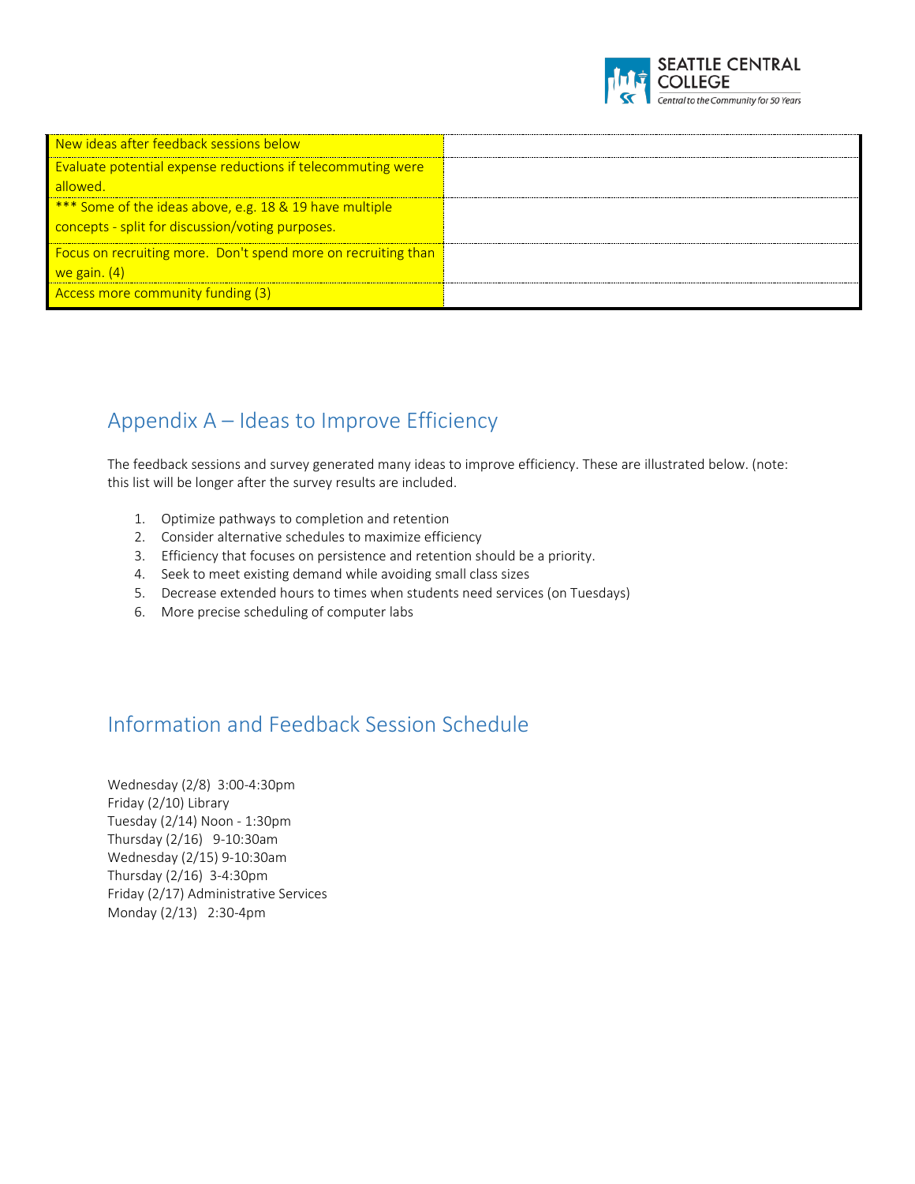| | |
|---|---|
| New ideas after feedback sessions below | |
| Evaluate potential expense reductions if telecommuting were allowed. | |
| *** Some of the ideas above, e.g. 18 & 19 have multiple concepts - split for discussion/voting purposes. | |
| Focus on recruiting more.  Don't spend more on recruiting than we gain. (4) | |
| Access more community funding (3) | |

## Appendix A – Ideas to Improve Efficiency

The feedback sessions and survey generated many ideas to improve efficiency. These are illustrated below. (note: this list will be longer after the survey results are included.

1. Optimize pathways to completion and retention
2. Consider alternative schedules to maximize efficiency
3. Efficiency that focuses on persistence and retention should be a priority.
4. Seek to meet existing demand while avoiding small class sizes
5. Decrease extended hours to times when students need services (on Tuesdays)
6. More precise scheduling of computer labs

## Information and Feedback Session Schedule

Wednesday (2/8)  3:00-4:30pm
Friday (2/10) Library
Tuesday (2/14) Noon - 1:30pm
Thursday (2/16)   9-10:30am
Wednesday (2/15) 9-10:30am
Thursday (2/16)  3-4:30pm
Friday (2/17) Administrative Services
Monday (2/13)   2:30-4pm